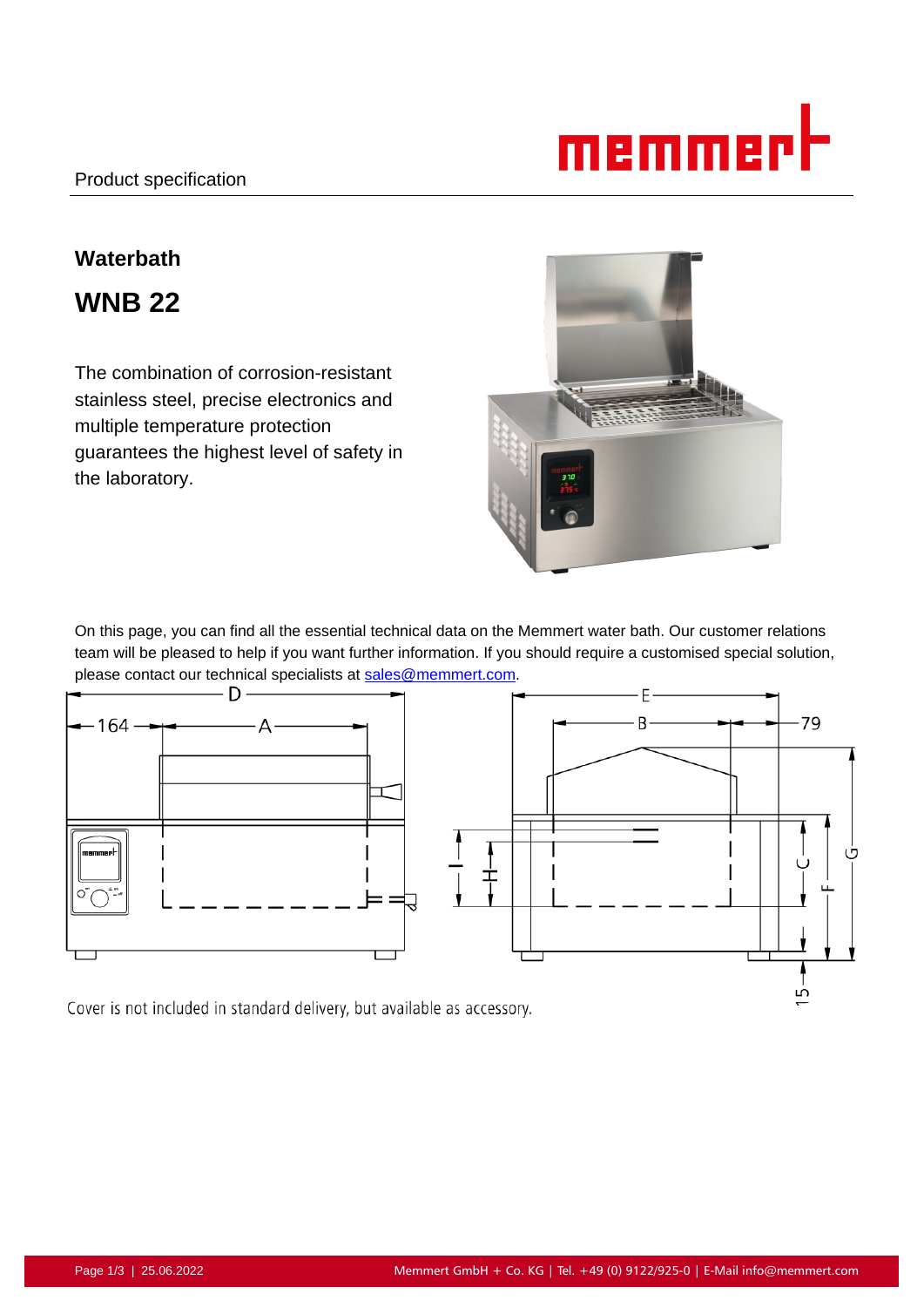Product specification

# Waterbath

## WNB 22

The combination of corrosion-resistant stainless steel, precise electronics and multiple temperature protection guarantees the highest level of safety in the laboratory.

On this page, you can find all the essential technical data on the Memmert water bath. Our customer relations team will be pleased to help if you want further information. If you should require a customised special solution, please contact our technical specialists at sales@memmert.com.

Cover is not included in standard delivery, but available as accessory.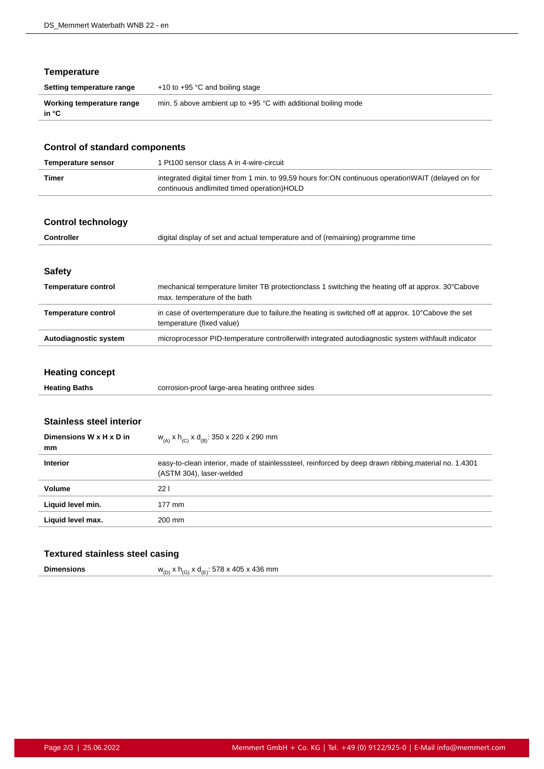## Temperature

| | |
|---|---|
| **Setting temperature range** | +10 to +95 °C and boiling stage |
| **Working temperature range in °C** | min. 5 above ambient up to +95 °C with additional boiling mode |

## Control of standard components

| | |
|---|---|
| **Temperature sensor** | 1 Pt100 sensor class A in 4-wire-circuit |
| **Timer** | integrated digital timer from 1 min. to 99,59 hours for:ON continuous operationWAIT (delayed on for continuous andlimited timed operation)HOLD |

## Control technology

| | |
|---|---|
| **Controller** | digital display of set and actual temperature and of (remaining) programme time |

## Safety

| | |
|---|---|
| **Temperature control** | mechanical temperature limiter TB protectionclass 1 switching the heating off at approx. 30°Cabove max. temperature of the bath |
| **Temperature control** | in case of overtemperature due to failure,the heating is switched off at approx. 10°Cabove the set temperature (fixed value) |
| **Autodiagnostic system** | microprocessor PID-temperature controllerwith integrated autodiagnostic system withfault indicator |

## Heating concept

| | |
|---|---|
| **Heating Baths** | corrosion-proof large-area heating onthree sides |

## Stainless steel interior

| | |
|---|---|
| **Dimensions W x H x D in mm** | $w_{(A)}$ x $h_{(C)}$ x $d_{(B)}$: 350 x 220 x 290 mm |
| **Interior** | easy-to-clean interior, made of stainlesssteel, reinforced by deep drawn ribbing,material no. 1.4301 (ASTM 304), laser-welded |
| **Volume** | 22 l |
| **Liquid level min.** | 177 mm |
| **Liquid level max.** | 200 mm |

## Textured stainless steel casing

| | |
|---|---|
| **Dimensions** | $w_{(D)}$ x $h_{(G)}$ x $d_{(E)}$: 578 x 405 x 436 mm |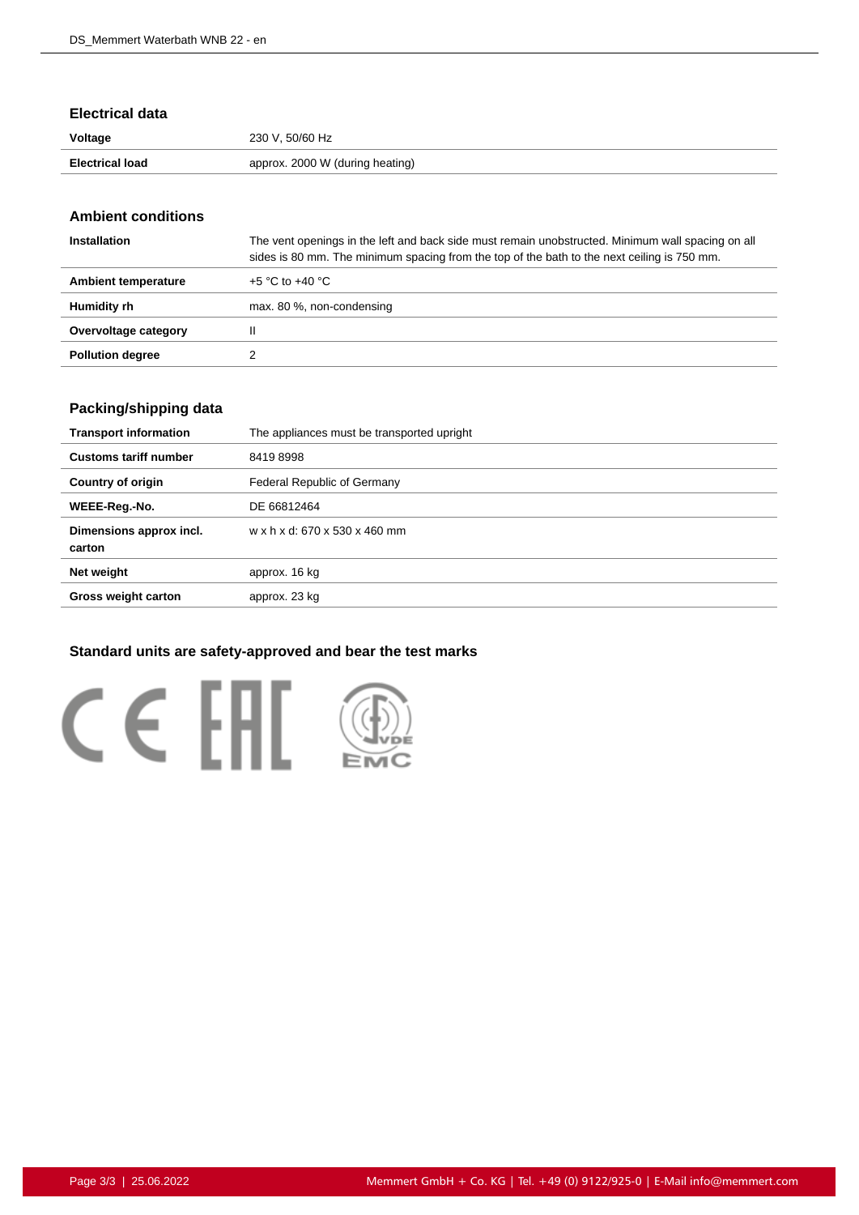## Electrical data

| | |
|---|---|
| **Voltage** | 230 V, 50/60 Hz |
| **Electrical load** | approx. 2000 W (during heating) |

## Ambient conditions

| | |
|---|---|
| **Installation** | The vent openings in the left and back side must remain unobstructed. Minimum wall spacing on all sides is 80 mm. The minimum spacing from the top of the bath to the next ceiling is 750 mm. |
| **Ambient temperature** | +5 °C to +40 °C |
| **Humidity rh** | max. 80 %, non-condensing |
| **Overvoltage category** | II |
| **Pollution degree** | 2 |

## Packing/shipping data

| | |
|---|---|
| **Transport information** | The appliances must be transported upright |
| **Customs tariff number** | 8419 8998 |
| **Country of origin** | Federal Republic of Germany |
| **WEEE-Reg.-No.** | DE 66812464 |
| **Dimensions approx incl. carton** | w x h x d: 670 x 530 x 460 mm |
| **Net weight** | approx. 16 kg |
| **Gross weight carton** | approx. 23 kg |

## Standard units are safety-approved and bear the test marks